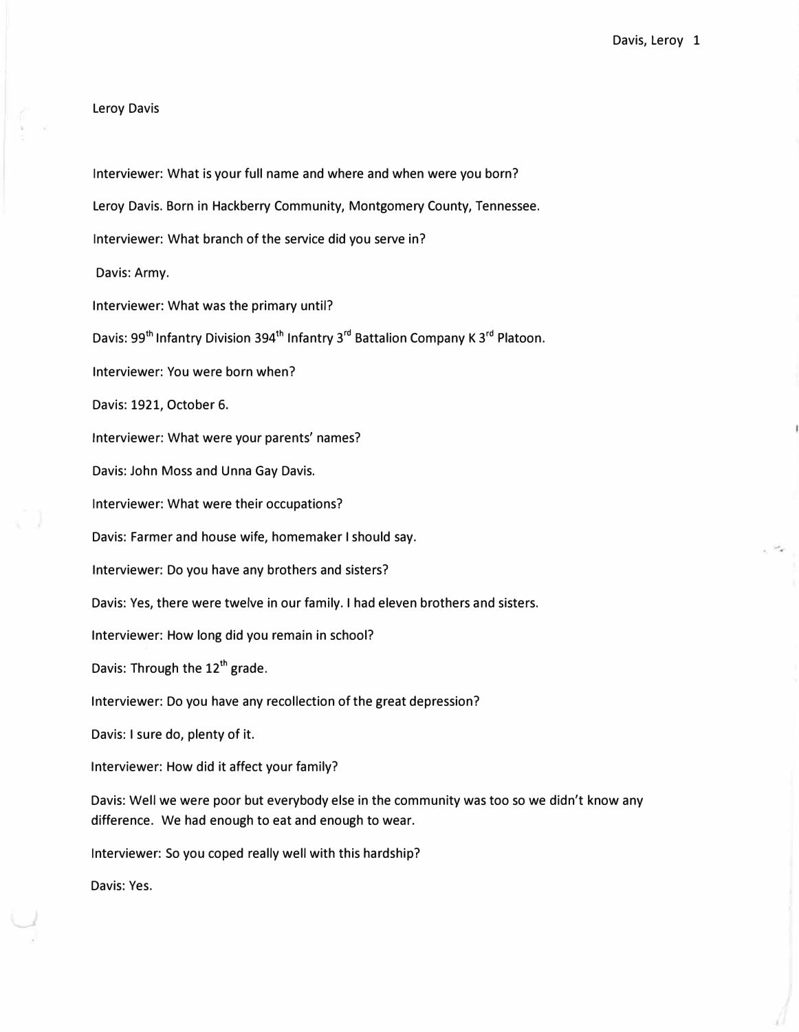Leroy Davis

Interviewer: What is your full name and where and when were you born?

Leroy Davis. Born in Hackberry Community, Montgomery County, Tennessee.

Interviewer: What branch of the service did you serve in?

Davis: Army.

Interviewer: What was the primary until?

Davis: 99th Infantry Division 394th Infantry 3rd Battalion Company K 3rd Platoon.

Interviewer: You were born when?

Davis: 1921, October 6.

Interviewer: What were your parents' names?

Davis: John Moss and Unna Gay Davis.

Interviewer: What were their occupations?

Davis: Farmer and house wife, homemaker I should say.

Interviewer: Do you have any brothers and sisters?

Davis: Yes, there were twelve in our family. I had eleven brothers and sisters.

Interviewer: How long did you remain in school?

Davis: Through the 12th grade.

Interviewer: Do you have any recollection of the great depression?

Davis: I sure do, plenty of it.

Interviewer: How did it affect your family?

Davis: Well we were poor but everybody else in the community was too so we didn't know any difference. We had enough to eat and enough to wear.

Interviewer: So you coped really well with this hardship?

Davis: Yes.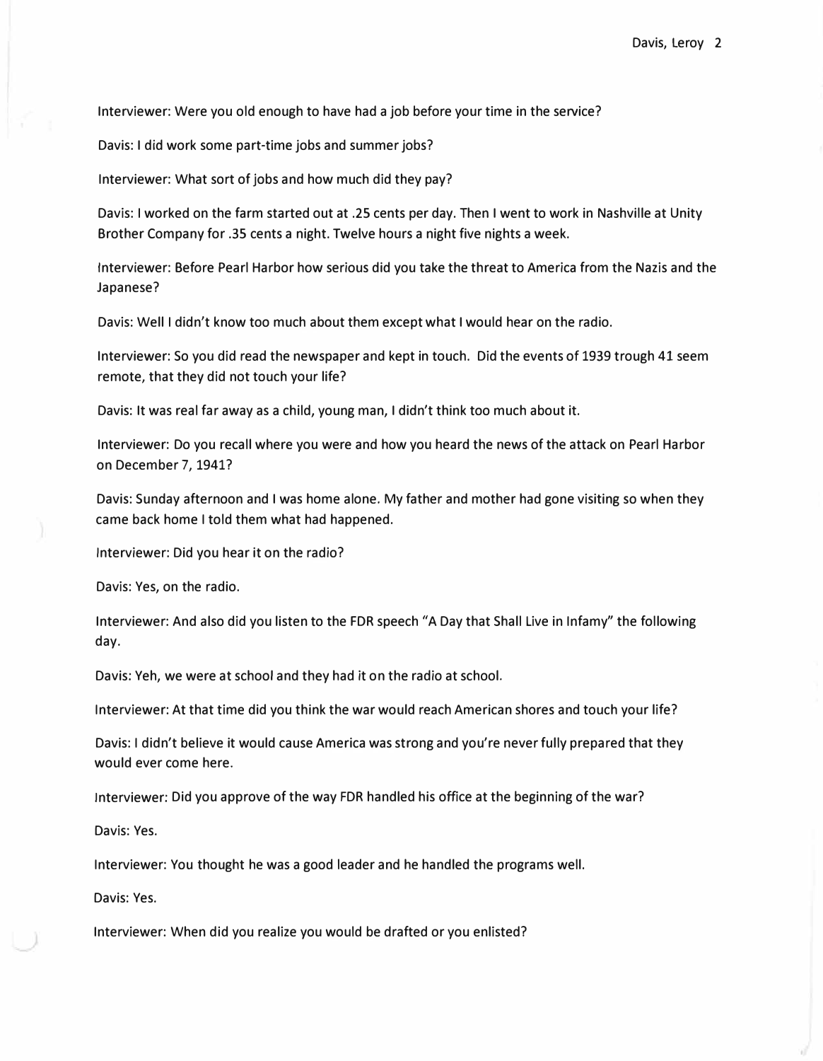Interviewer: Were you old enough to have had a job before your time in the service?

Davis: I did work some part-time jobs and summer jobs?

Interviewer: What sort of jobs and how much did they pay?

Davis: I worked on the farm started out at .25 cents per day. Then I went to work in Nashville at Unity Brother Company for .35 cents a night. Twelve hours a night five nights a week.

Interviewer: Before Pearl Harbor how serious did you take the threat to America from the Nazis and the Japanese?

Davis: Well I didn't know too much about them except what I would hear on the radio.

Interviewer: So you did read the newspaper and kept in touch. Did the events of 1939 trough 41 seem remote, that they did not touch your life?

Davis: It was real far away as a child, young man, I didn't think too much about it.

Interviewer: Do you recall where you were and how you heard the news of the attack on Pearl Harbor on December 7, 1941?

Davis: Sunday afternoon and I was home alone. My father and mother had gone visiting so when they came back home I told them what had happened.

Interviewer: Did you hear it on the radio?

Davis: Yes, on the radio.

Interviewer: And also did you listen to the FDR speech "A Day that Shall Live in Infamy" the following day.

Davis: Yeh, we were at school and they had it on the radio at school.

Interviewer: At that time did you think the war would reach American shores and touch your life?

Davis: I didn't believe it would cause America was strong and you're never fully prepared that they would ever come here.

Interviewer: Did you approve of the way FDR handled his office at the beginning of the war?

Davis: Yes.

Interviewer: You thought he was a good leader and he handled the programs well.

Davis: Yes.

Interviewer: When did you realize you would be drafted or you enlisted?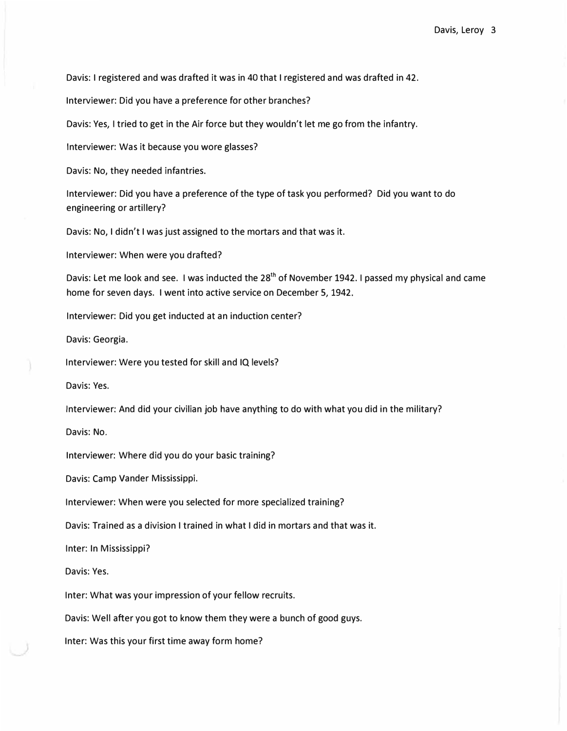Davis: I registered and was drafted it was in 40 that I registered and was drafted in 42.

Interviewer: Did you have a preference for other branches?

Davis: Yes, I tried to get in the Air force but they wouldn't let me go from the infantry.

Interviewer: Was it because you wore glasses?

Davis: No, they needed infantries.

Interviewer: Did you have a preference of the type of task you performed? Did you want to do engineering or artillery?

Davis: No, I didn't I was just assigned to the mortars and that was it.

Interviewer: When were you drafted?

Davis: Let me look and see. I was inducted the 28th of November 1942. I passed my physical and came home for seven days. I went into active service on December 5, 1942.

Interviewer: Did you get inducted at an induction center?

Davis: Georgia.

Interviewer: Were you tested for skill and IQ levels?

Davis: Yes.

Interviewer: And did your civilian job have anything to do with what you did in the military?

Davis: No.

Interviewer: Where did you do your basic training?

Davis: Camp Vander Mississippi.

Interviewer: When were you selected for more specialized training?

Davis: Trained as a division I trained in what I did in mortars and that was it.

Inter: In Mississippi?

Davis: Yes.

Inter: What was your impression of your fellow recruits.

Davis: Well after you got to know them they were a bunch of good guys.

Inter: Was this your first time away form home?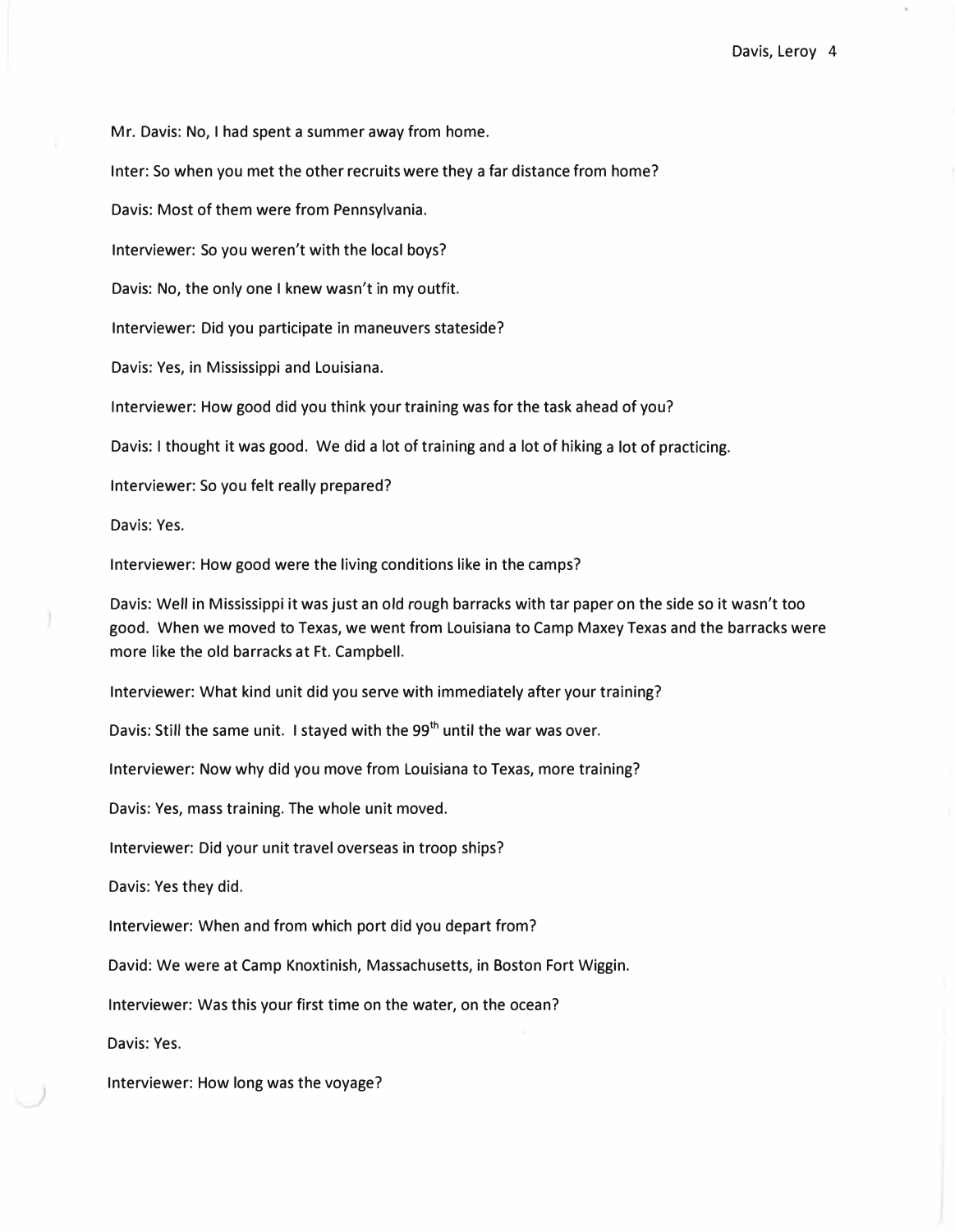Mr. Davis: No, I had spent a summer away from home.

Inter: So when you met the other recruits were they a far distance from home?

Davis: Most of them were from Pennsylvania.

Interviewer: So you weren't with the local boys?

Davis: No, the only one I knew wasn't in my outfit.

Interviewer: Did you participate in maneuvers stateside?

Davis: Yes, in Mississippi and Louisiana.

Interviewer: How good did you think your training was for the task ahead of you?

Davis: I thought it was good. We did a lot of training and a lot of hiking a lot of practicing.

Interviewer: So you felt really prepared?

Davis: Yes.

Interviewer: How good were the living conditions like in the camps?

Davis: Well in Mississippi it was just an old rough barracks with tar paper on the side so it wasn't too good. When we moved to Texas, we went from Louisiana to Camp Maxey Texas and the barracks were more like the old barracks at Ft. Campbell.

Interviewer: What kind unit did you serve with immediately after your training?

Davis: Still the same unit. I stayed with the 99th until the war was over.

Interviewer: Now why did you move from Louisiana to Texas, more training?

Davis: Yes, mass training. The whole unit moved.

Interviewer: Did your unit travel overseas in troop ships?

Davis: Yes they did.

Interviewer: When and from which port did you depart from?

David: We were at Camp Knoxtinish, Massachusetts, in Boston Fort Wiggin.

Interviewer: Was this your first time on the water, on the ocean?

Davis: Yes.

Interviewer: How long was the voyage?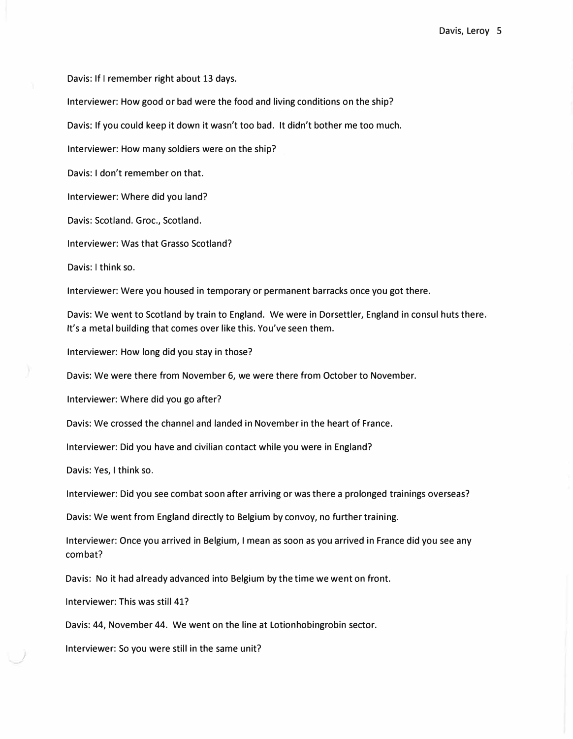Davis: If I remember right about 13 days.

Interviewer: How good or bad were the food and living conditions on the ship?

Davis: If you could keep it down it wasn't too bad. It didn't bother me too much.

Interviewer: How many soldiers were on the ship?

Davis: I don't remember on that.

Interviewer: Where did you land?

Davis: Scotland. Groc., Scotland.

Interviewer: Was that Grasso Scotland?

Davis: I think so.

Interviewer: Were you housed in temporary or permanent barracks once you got there.

Davis: We went to Scotland by train to England. We were in Dorsettler, England in consul huts there. It's a metal building that comes over like this. You've seen them.

Interviewer: How long did you stay in those?

Davis: We were there from November 6, we were there from October to November.

Interviewer: Where did you go after?

Davis: We crossed the channel and landed in November in the heart of France.

Interviewer: Did you have and civilian contact while you were in England?

Davis: Yes, I think so.

Interviewer: Did you see combat soon after arriving or was there a prolonged trainings overseas?

Davis: We went from England directly to Belgium by convoy, no further training.

Interviewer: Once you arrived in Belgium, I mean as soon as you arrived in France did you see any combat?

Davis: No it had already advanced into Belgium by the time we went on front.

Interviewer: This was still 41?

Davis: 44, November 44. We went on the line at Lotionhobingrobin sector.

Interviewer: So you were still in the same unit?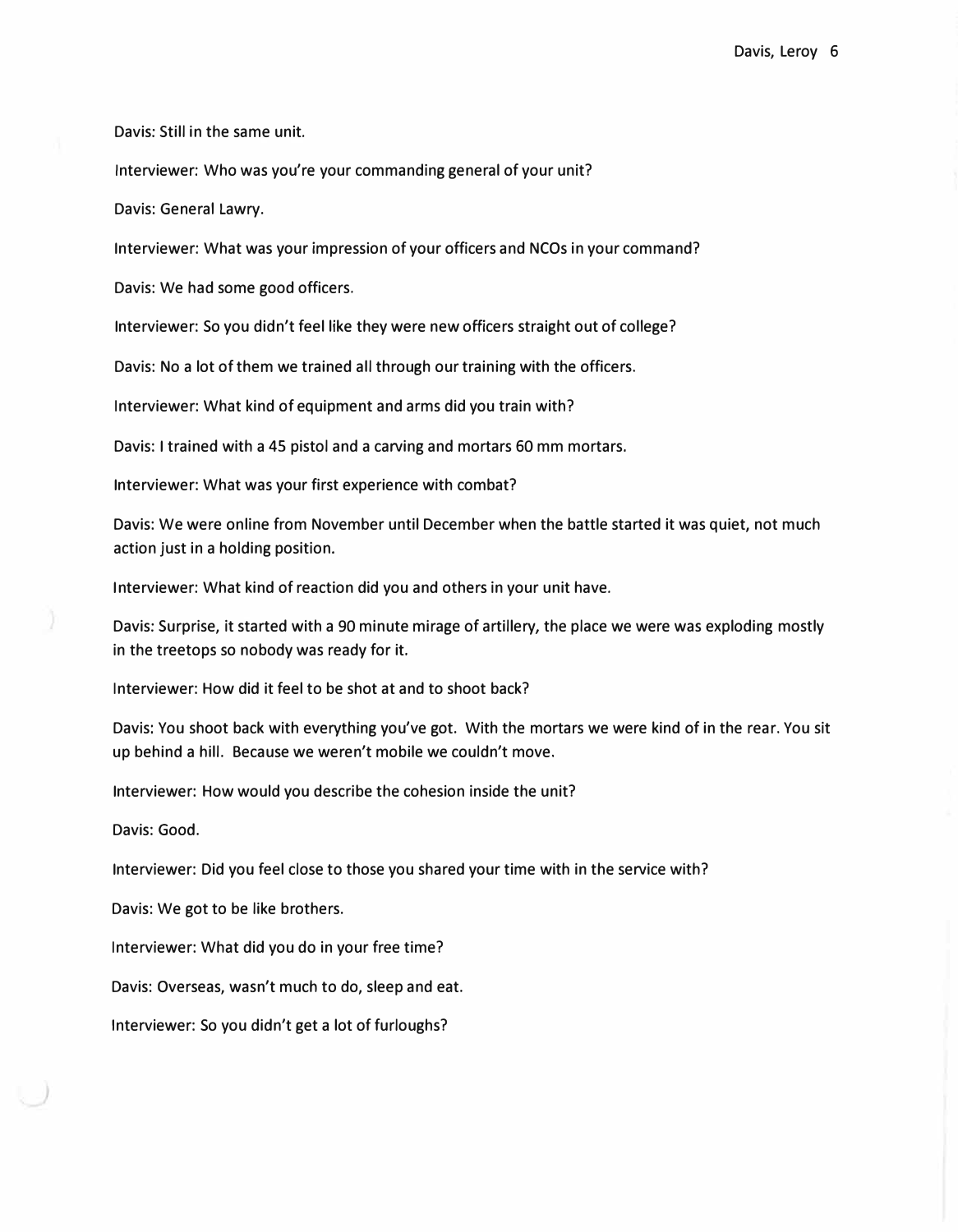Davis: Still in the same unit.

Interviewer: Who was you're your commanding general of your unit?

Davis: General Lawry.

Interviewer: What was your impression of your officers and NCOs in your command?

Davis: We had some good officers.

Interviewer: So you didn't feel like they were new officers straight out of college?

Davis: No a lot of them we trained all through our training with the officers.

Interviewer: What kind of equipment and arms did you train with?

Davis: I trained with a 45 pistol and a carving and mortars 60 mm mortars.

Interviewer: What was your first experience with combat?

Davis: We were online from November until December when the battle started it was quiet, not much action just in a holding position.

Interviewer: What kind of reaction did you and others in your unit have.

Davis: Surprise, it started with a 90 minute mirage of artillery, the place we were was exploding mostly in the treetops so nobody was ready for it.

Interviewer: How did it feel to be shot at and to shoot back?

Davis: You shoot back with everything you've got. With the mortars we were kind of in the rear. You sit up behind a hill. Because we weren't mobile we couldn't move.

Interviewer: How would you describe the cohesion inside the unit?

Davis: Good.

Interviewer: Did you feel close to those you shared your time with in the service with?

Davis: We got to be like brothers.

Interviewer: What did you do in your free time?

Davis: Overseas, wasn't much to do, sleep and eat.

Interviewer: So you didn't get a lot of furloughs?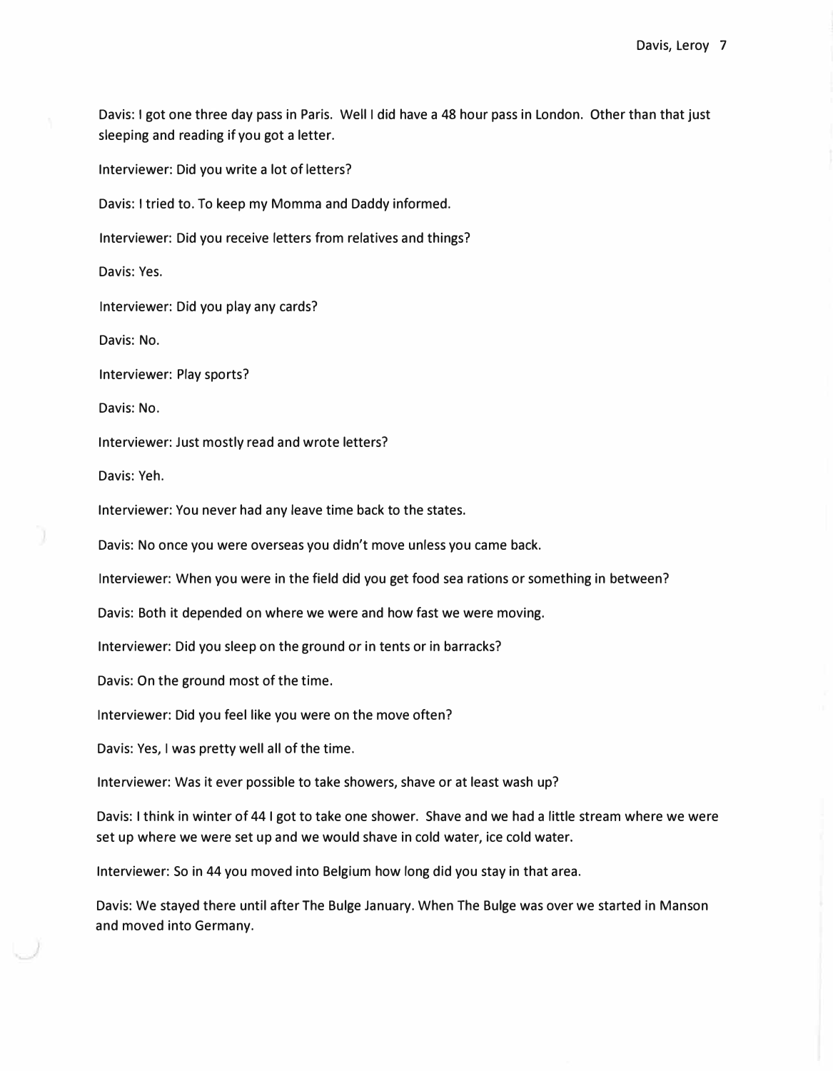Davis: I got one three day pass in Paris. Well I did have a 48 hour pass in London. Other than that just sleeping and reading if you got a letter.

Interviewer: Did you write a lot of letters?

Davis: I tried to. To keep my Momma and Daddy informed.

Interviewer: Did you receive letters from relatives and things?

Davis: Yes.

Interviewer: Did you play any cards?

Davis: No.

Interviewer: Play sports?

Davis: No.

Interviewer: Just mostly read and wrote letters?

Davis: Yeh.

Interviewer: You never had any leave time back to the states.

Davis: No once you were overseas you didn't move unless you came back.

Interviewer: When you were in the field did you get food sea rations or something in between?

Davis: Both it depended on where we were and how fast we were moving.

Interviewer: Did you sleep on the ground or in tents or in barracks?

Davis: On the ground most of the time.

Interviewer: Did you feel like you were on the move often?

Davis: Yes, I was pretty well all of the time.

Interviewer: Was it ever possible to take showers, shave or at least wash up?

Davis: I think in winter of 44 I got to take one shower. Shave and we had a little stream where we were set up where we were set up and we would shave in cold water, ice cold water.

Interviewer: So in 44 you moved into Belgium how long did you stay in that area.

Davis: We stayed there until after The Bulge January. When The Bulge was over we started in Manson and moved into Germany.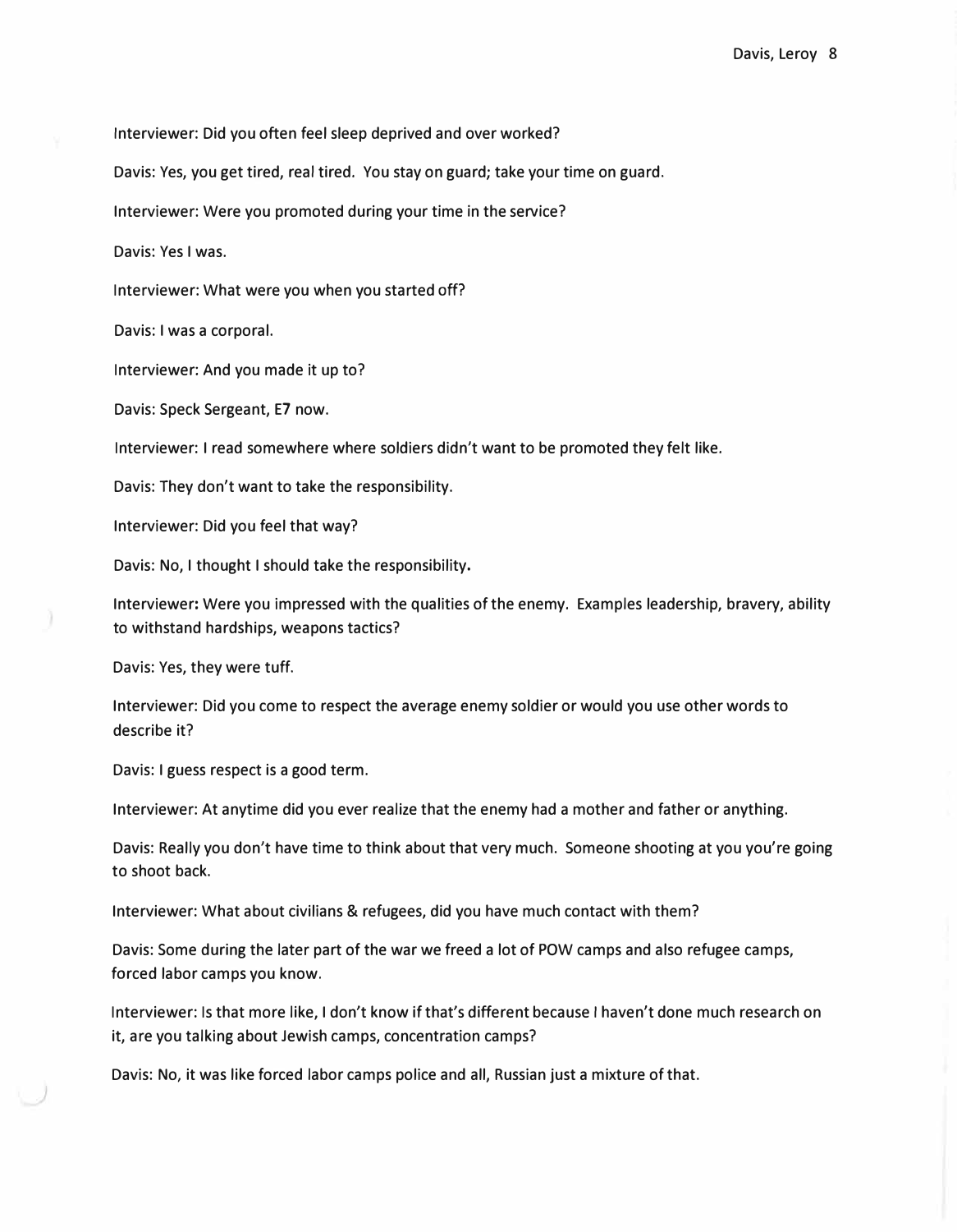Interviewer: Did you often feel sleep deprived and over worked?

Davis: Yes, you get tired, real tired. You stay on guard; take your time on guard.

Interviewer: Were you promoted during your time in the service?

Davis: Yes I was.

Interviewer: What were you when you started off?

Davis: I was a corporal.

Interviewer: And you made it up to?

Davis: Speck Sergeant, E7 now.

Interviewer: I read somewhere where soldiers didn't want to be promoted they felt like.

Davis: They don't want to take the responsibility.

Interviewer: Did you feel that way?

Davis: No, I thought I should take the responsibility.

Interviewer: Were you impressed with the qualities of the enemy. Examples leadership, bravery, ability to withstand hardships, weapons tactics?

Davis: Yes, they were tuff.

Interviewer: Did you come to respect the average enemy soldier or would you use other words to describe it?

Davis: I guess respect is a good term.

Interviewer: At anytime did you ever realize that the enemy had a mother and father or anything.

Davis: Really you don't have time to think about that very much. Someone shooting at you you're going to shoot back.

Interviewer: What about civilians & refugees, did you have much contact with them?

Davis: Some during the later part of the war we freed a lot of POW camps and also refugee camps, forced labor camps you know.

Interviewer: Is that more like, I don't know if that's different because I haven't done much research on it, are you talking about Jewish camps, concentration camps?

Davis: No, it was like forced labor camps police and all, Russian just a mixture of that.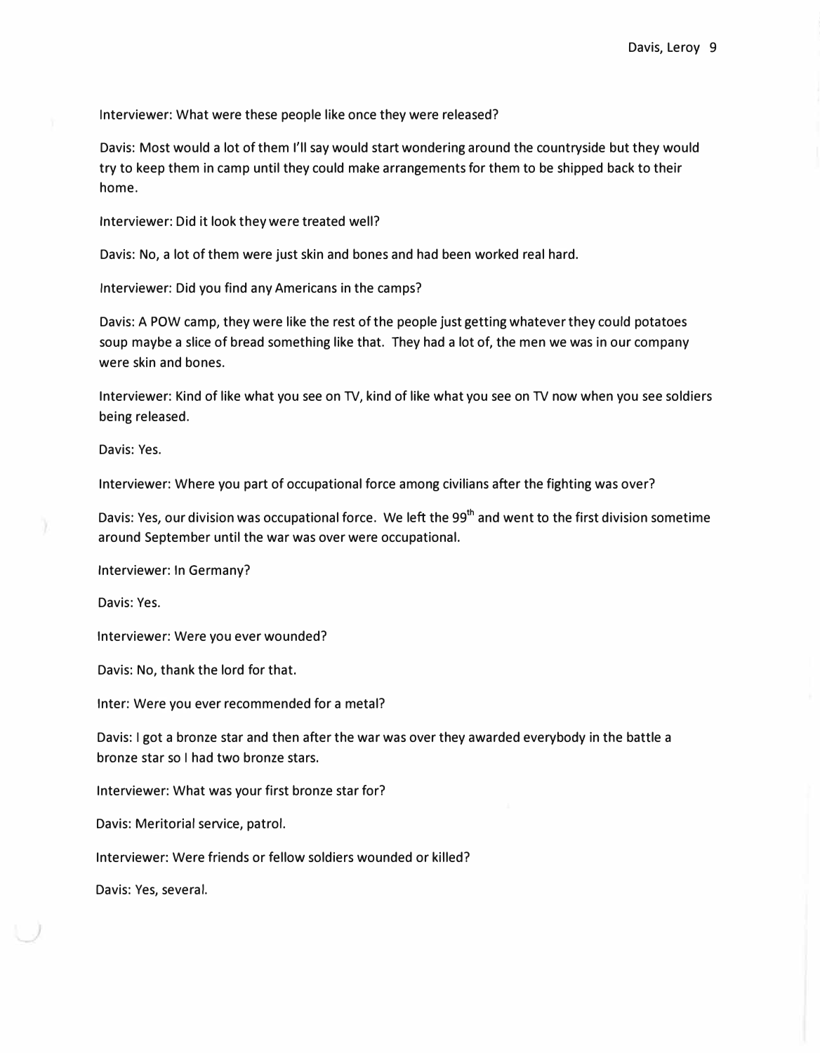Interviewer: What were these people like once they were released?

Davis: Most would a lot of them I'll say would start wondering around the countryside but they would try to keep them in camp until they could make arrangements for them to be shipped back to their home.

Interviewer: Did it look they were treated well?

Davis: No, a lot of them were just skin and bones and had been worked real hard.

Interviewer: Did you find any Americans in the camps?

Davis: A POW camp, they were like the rest of the people just getting whatever they could potatoes soup maybe a slice of bread something like that. They had a lot of, the men we was in our company were skin and bones.

Interviewer: Kind of like what you see on TV, kind of like what you see on TV now when you see soldiers being released.

Davis: Yes.

Interviewer: Where you part of occupational force among civilians after the fighting was over?

Davis: Yes, our division was occupational force. We left the 99th and went to the first division sometime around September until the war was over were occupational.

Interviewer: In Germany?

Davis: Yes.

Interviewer: Were you ever wounded?

Davis: No, thank the lord for that.

Inter: Were you ever recommended for a metal?

Davis: I got a bronze star and then after the war was over they awarded everybody in the battle a bronze star so I had two bronze stars.

Interviewer: What was your first bronze star for?

Davis: Meritorial service, patrol.

Interviewer: Were friends or fellow soldiers wounded or killed?

Davis: Yes, several.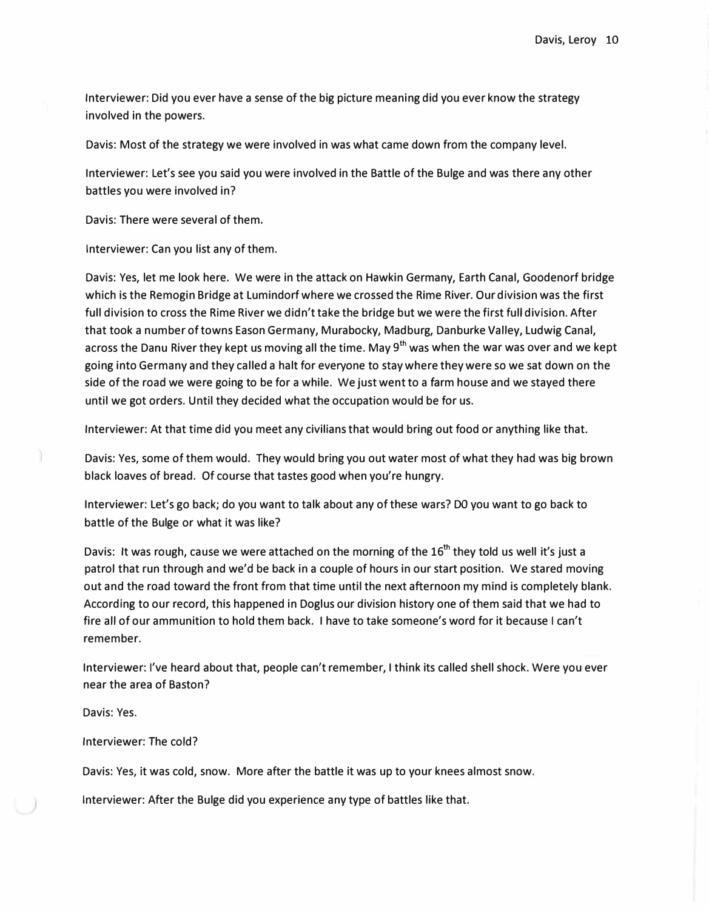Interviewer: Did you ever have a sense of the big picture meaning did you ever know the strategy involved in the powers.

Davis: Most of the strategy we were involved in was what came down from the company level.

Interviewer: Let's see you said you were involved in the Battle of the Bulge and was there any other battles you were involved in?

Davis: There were several of them.

Interviewer: Can you list any of them.

Davis: Yes, let me look here. We were in the attack on Hawkin Germany, Earth Canal, Goodenorf bridge which is the Remogin Bridge at Lumindorf where we crossed the Rime River. Our division was the first full division to cross the Rime River we didn't take the bridge but we were the first full division. After that took a number of towns Eason Germany, Murabocky, Madburg, Danburke Valley, Ludwig Canal, across the Danu River they kept us moving all the time. May 9th was when the war was over and we kept going into Germany and they called a halt for everyone to stay where they were so we sat down on the side of the road we were going to be for a while. We just went to a farm house and we stayed there until we got orders. Until they decided what the occupation would be for us.

Interviewer: At that time did you meet any civilians that would bring out food or anything like that.

Davis: Yes, some of them would. They would bring you out water most of what they had was big brown black loaves of bread. Of course that tastes good when you're hungry.

Interviewer: Let's go back; do you want to talk about any of these wars? DO you want to go back to battle of the Bulge or what it was like?

Davis: It was rough, cause we were attached on the morning of the 16th they told us well it's just a patrol that run through and we'd be back in a couple of hours in our start position. We stared moving out and the road toward the front from that time until the next afternoon my mind is completely blank. According to our record, this happened in Doglus our division history one of them said that we had to fire all of our ammunition to hold them back. I have to take someone's word for it because I can't remember.

Interviewer: I've heard about that, people can't remember, I think its called shell shock. Were you ever near the area of Baston?

Davis: Yes.

Interviewer: The cold?

Davis: Yes, it was cold, snow. More after the battle it was up to your knees almost snow.

Interviewer: After the Bulge did you experience any type of battles like that.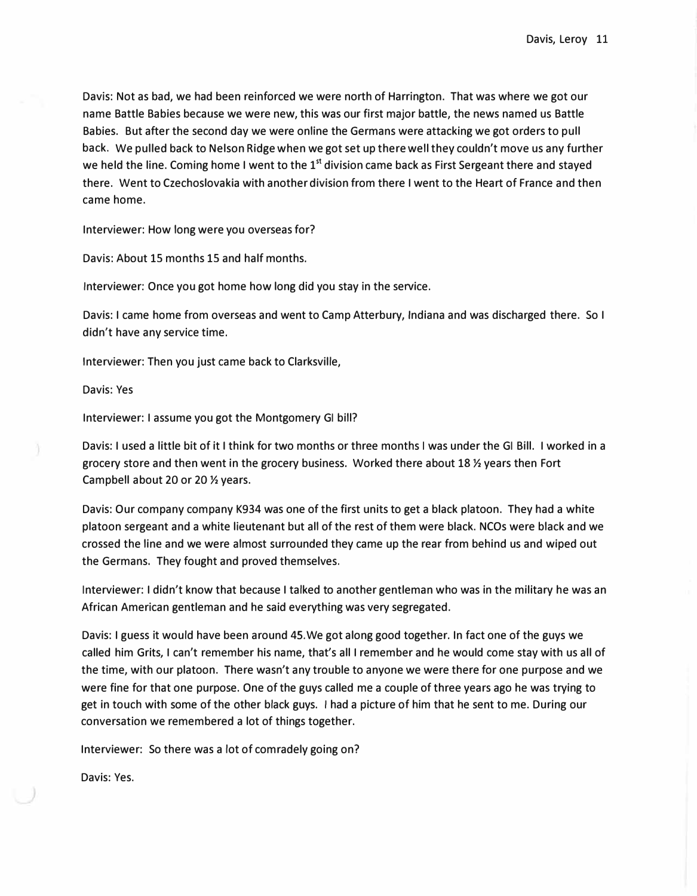Davis: Not as bad, we had been reinforced we were north of Harrington. That was where we got our name Battle Babies because we were new, this was our first major battle, the news named us Battle Babies. But after the second day we were online the Germans were attacking we got orders to pull back. We pulled back to Nelson Ridge when we got set up there well they couldn't move us any further we held the line. Coming home I went to the 1st division came back as First Sergeant there and stayed there. Went to Czechoslovakia with another division from there I went to the Heart of France and then came home.

Interviewer: How long were you overseas for?

Davis: About 15 months 15 and half months.

Interviewer: Once you got home how long did you stay in the service.

Davis: I came home from overseas and went to Camp Atterbury, Indiana and was discharged there. So I didn't have any service time.

Interviewer: Then you just came back to Clarksville,

Davis: Yes

Interviewer: I assume you got the Montgomery GI bill?

Davis: I used a little bit of it I think for two months or three months I was under the GI Bill. I worked in a grocery store and then went in the grocery business. Worked there about 18 ½ years then Fort Campbell about 20 or 20 ½ years.

Davis: Our company company K934 was one of the first units to get a black platoon. They had a white platoon sergeant and a white lieutenant but all of the rest of them were black. NCOs were black and we crossed the line and we were almost surrounded they came up the rear from behind us and wiped out the Germans. They fought and proved themselves.

Interviewer: I didn't know that because I talked to another gentleman who was in the military he was an African American gentleman and he said everything was very segregated.

Davis: I guess it would have been around 45.We got along good together. In fact one of the guys we called him Grits, I can't remember his name, that's all I remember and he would come stay with us all of the time, with our platoon. There wasn't any trouble to anyone we were there for one purpose and we were fine for that one purpose. One of the guys called me a couple of three years ago he was trying to get in touch with some of the other black guys. I had a picture of him that he sent to me. During our conversation we remembered a lot of things together.

Interviewer: So there was a lot of comradely going on?

Davis: Yes.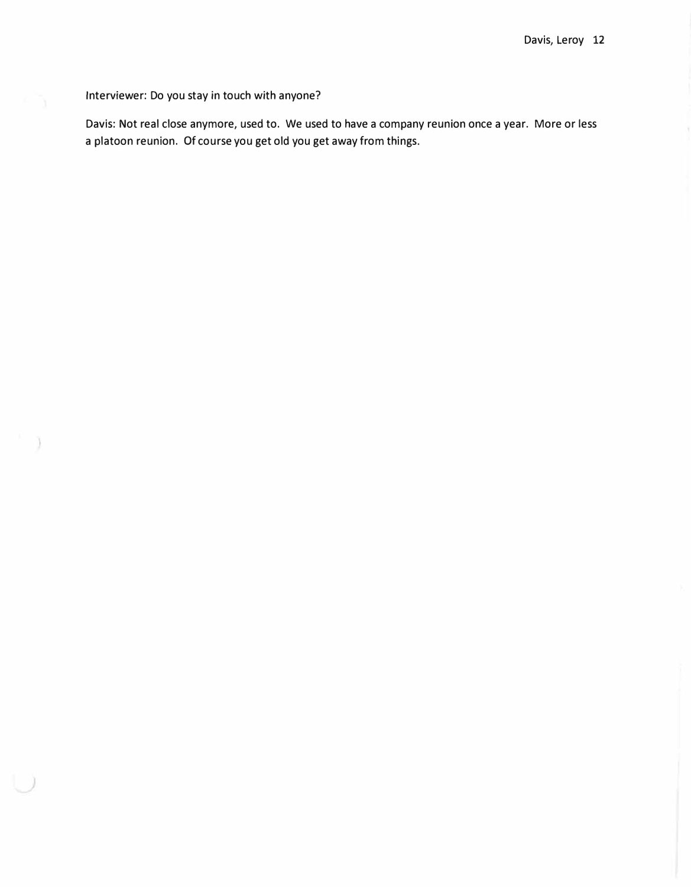Interviewer: Do you stay in touch with anyone?

Davis: Not real close anymore, used to. We used to have a company reunion once a year. More or less a platoon reunion. Of course you get old you get away from things.